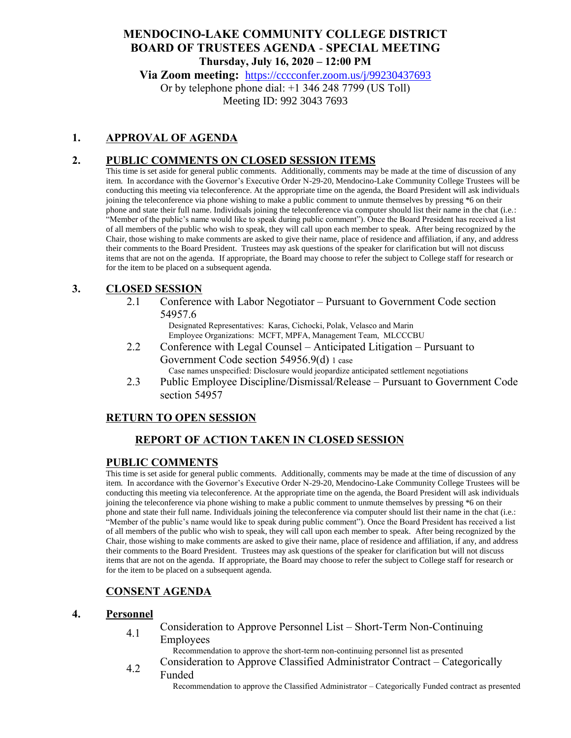# MENDOCINO-LAKE COMMUNITY COLLEGE DISTRICT
# BOARD OF TRUSTEES AGENDA - SPECIAL MEETING

**Thursday, July 16, 2020 – 12:00 PM**

**Via Zoom meeting:** https://cccconfer.zoom.us/j/99230437693

Or by telephone phone dial: +1 346 248 7799 (US Toll)

Meeting ID: 992 3043 7693

## 1. APPROVAL OF AGENDA

## 2. PUBLIC COMMENTS ON CLOSED SESSION ITEMS

This time is set aside for general public comments. Additionally, comments may be made at the time of discussion of any item. In accordance with the Governor's Executive Order N-29-20, Mendocino-Lake Community College Trustees will be conducting this meeting via teleconference. At the appropriate time on the agenda, the Board President will ask individuals joining the teleconference via phone wishing to make a public comment to unmute themselves by pressing *6 on their phone and state their full name. Individuals joining the teleconference via computer should list their name in the chat (i.e.: "Member of the public's name would like to speak during public comment"). Once the Board President has received a list of all members of the public who wish to speak, they will call upon each member to speak. After being recognized by the Chair, those wishing to make comments are asked to give their name, place of residence and affiliation, if any, and address their comments to the Board President. Trustees may ask questions of the speaker for clarification but will not discuss items that are not on the agenda. If appropriate, the Board may choose to refer the subject to College staff for research or for the item to be placed on a subsequent agenda.

## 3. CLOSED SESSION

2.1 Conference with Labor Negotiator – Pursuant to Government Code section 54957.6

Designated Representatives: Karas, Cichocki, Polak, Velasco and Marin
Employee Organizations: MCFT, MPFA, Management Team, MLCCCBU

2.2 Conference with Legal Counsel – Anticipated Litigation – Pursuant to Government Code section 54956.9(d) 1 case

Case names unspecified: Disclosure would jeopardize anticipated settlement negotiations

2.3 Public Employee Discipline/Dismissal/Release – Pursuant to Government Code section 54957

## RETURN TO OPEN SESSION

## REPORT OF ACTION TAKEN IN CLOSED SESSION

## PUBLIC COMMENTS

This time is set aside for general public comments. Additionally, comments may be made at the time of discussion of any item. In accordance with the Governor's Executive Order N-29-20, Mendocino-Lake Community College Trustees will be conducting this meeting via teleconference. At the appropriate time on the agenda, the Board President will ask individuals joining the teleconference via phone wishing to make a public comment to unmute themselves by pressing *6 on their phone and state their full name. Individuals joining the teleconference via computer should list their name in the chat (i.e.: "Member of the public's name would like to speak during public comment"). Once the Board President has received a list of all members of the public who wish to speak, they will call upon each member to speak. After being recognized by the Chair, those wishing to make comments are asked to give their name, place of residence and affiliation, if any, and address their comments to the Board President. Trustees may ask questions of the speaker for clarification but will not discuss items that are not on the agenda. If appropriate, the Board may choose to refer the subject to College staff for research or for the item to be placed on a subsequent agenda.

## CONSENT AGENDA

## 4. Personnel

4.1 Consideration to Approve Personnel List – Short-Term Non-Continuing Employees

Recommendation to approve the short-term non-continuing personnel list as presented

4.2 Consideration to Approve Classified Administrator Contract – Categorically Funded

Recommendation to approve the Classified Administrator – Categorically Funded contract as presented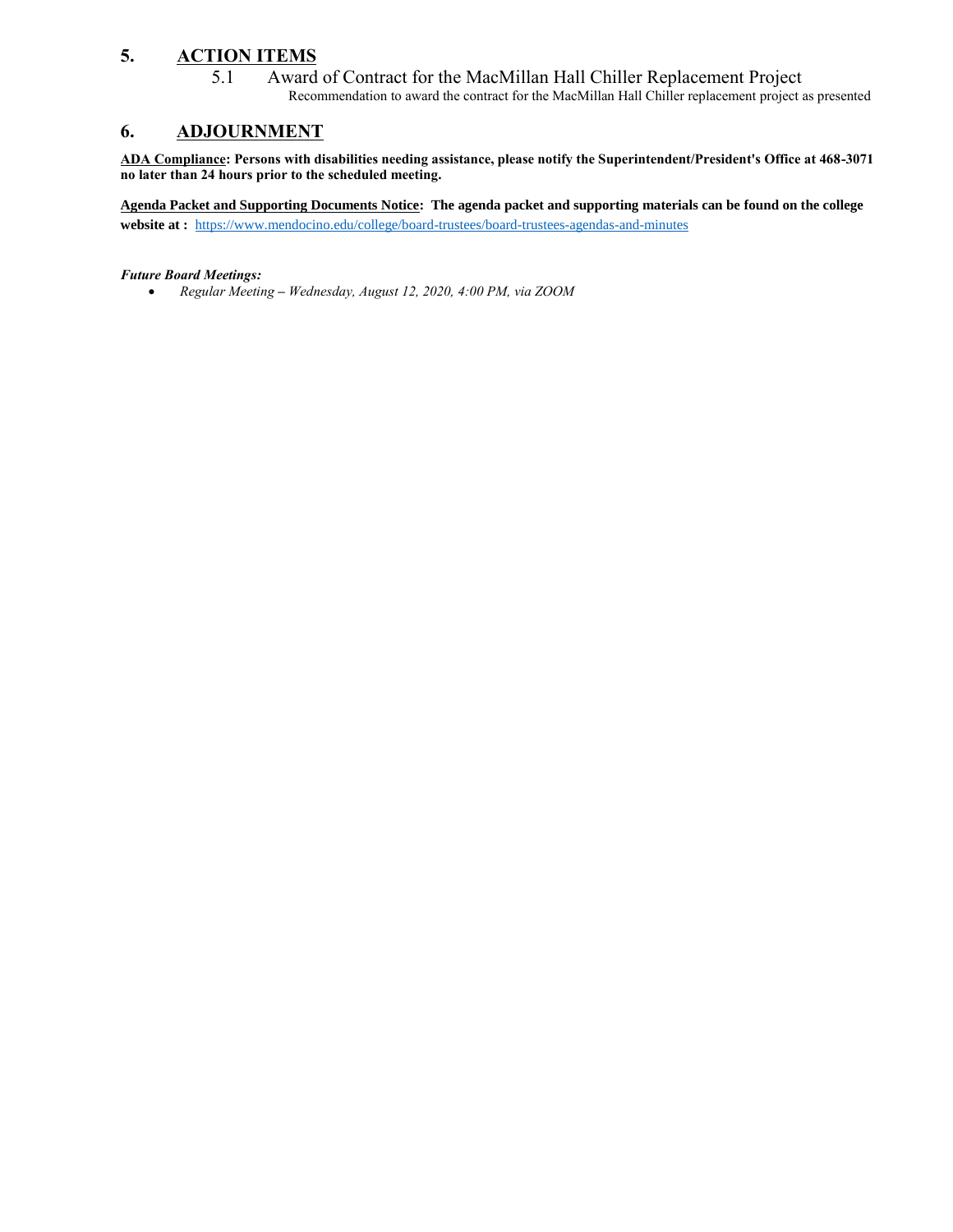## 5. ACTION ITEMS

5.1 Award of Contract for the MacMillan Hall Chiller Replacement Project

Recommendation to award the contract for the MacMillan Hall Chiller replacement project as presented

## 6. ADJOURNMENT

**ADA Compliance: Persons with disabilities needing assistance, please notify the Superintendent/President's Office at 468-3071 no later than 24 hours prior to the scheduled meeting.**

**Agenda Packet and Supporting Documents Notice: The agenda packet and supporting materials can be found on the college website at :** https://www.mendocino.edu/college/board-trustees/board-trustees-agendas-and-minutes

***Future Board Meetings:***

- *Regular Meeting – Wednesday, August 12, 2020, 4:00 PM, via ZOOM*